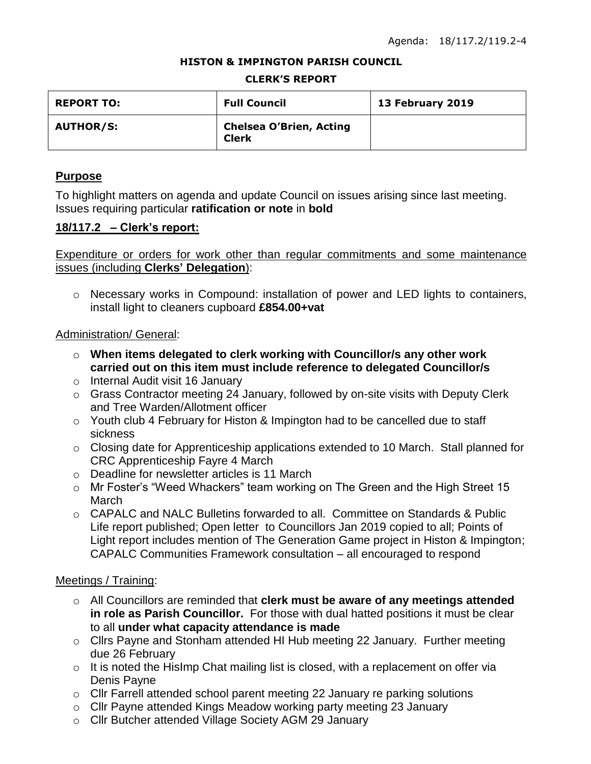Agenda: 18/117.2/119.2-4

**HISTON & IMPINGTON PARISH COUNCIL**

**CLERK'S REPORT**

| **REPORT TO:** | **Full Council** | **13 February 2019** |
|---|---|---|
| **AUTHOR/S:** | **Chelsea O'Brien, Acting Clerk** | |

## Purpose

To highlight matters on agenda and update Council on issues arising since last meeting. Issues requiring particular **ratification or note** in **bold**

## 18/117.2 – Clerk's report:

Expenditure or orders for work other than regular commitments and some maintenance issues (including **Clerks' Delegation**):

- Necessary works in Compound: installation of power and LED lights to containers, install light to cleaners cupboard **£854.00+vat**

Administration/ General:

- **When items delegated to clerk working with Councillor/s any other work carried out on this item must include reference to delegated Councillor/s**
- Internal Audit visit 16 January
- Grass Contractor meeting 24 January, followed by on-site visits with Deputy Clerk and Tree Warden/Allotment officer
- Youth club 4 February for Histon & Impington had to be cancelled due to staff sickness
- Closing date for Apprenticeship applications extended to 10 March. Stall planned for CRC Apprenticeship Fayre 4 March
- Deadline for newsletter articles is 11 March
- Mr Foster's "Weed Whackers" team working on The Green and the High Street 15 March
- CAPALC and NALC Bulletins forwarded to all. Committee on Standards & Public Life report published; Open letter to Councillors Jan 2019 copied to all; Points of Light report includes mention of The Generation Game project in Histon & Impington; CAPALC Communities Framework consultation – all encouraged to respond

Meetings / Training:

- All Councillors are reminded that **clerk must be aware of any meetings attended in role as Parish Councillor.** For those with dual hatted positions it must be clear to all **under what capacity attendance is made**
- Cllrs Payne and Stonham attended HI Hub meeting 22 January. Further meeting due 26 February
- It is noted the HisImp Chat mailing list is closed, with a replacement on offer via Denis Payne
- Cllr Farrell attended school parent meeting 22 January re parking solutions
- Cllr Payne attended Kings Meadow working party meeting 23 January
- Cllr Butcher attended Village Society AGM 29 January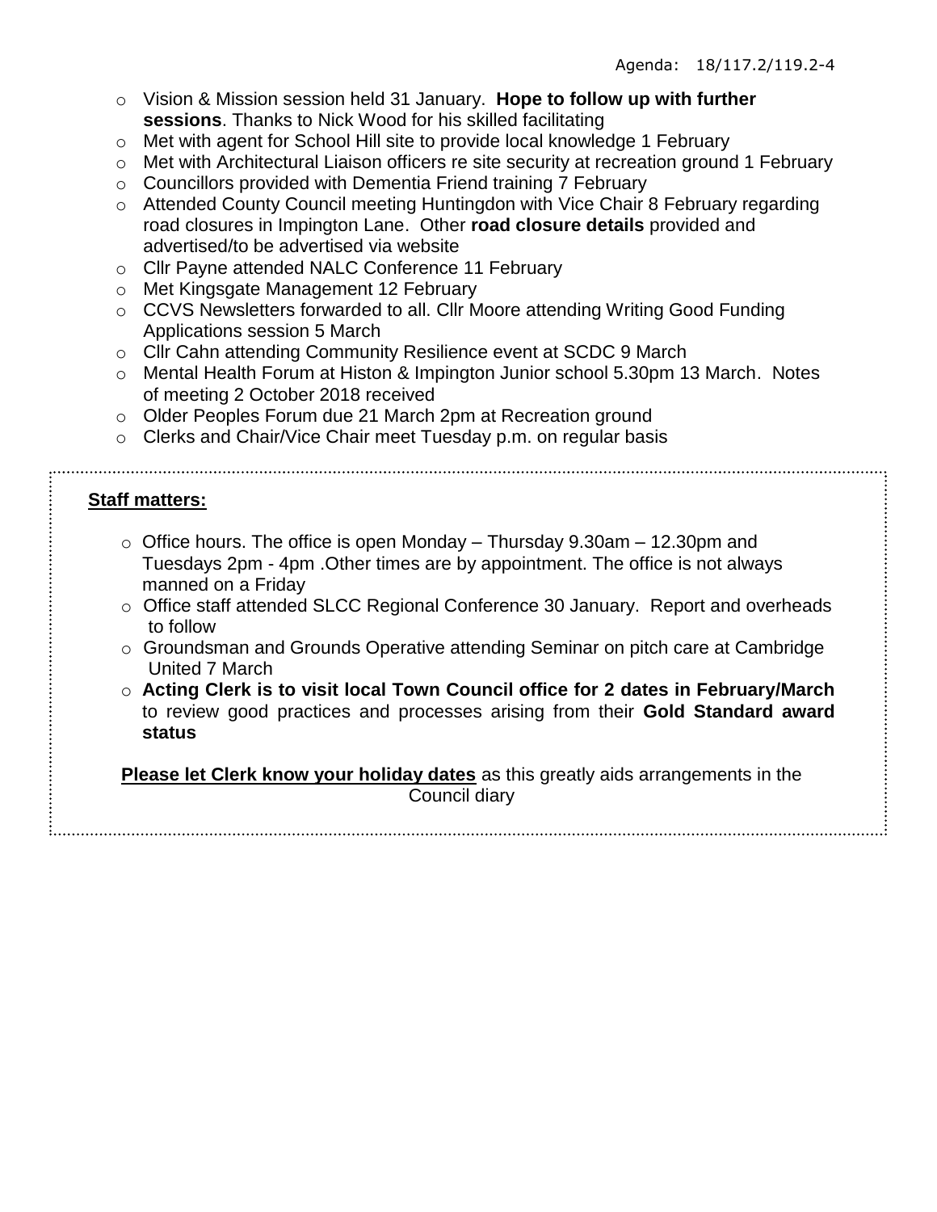Agenda: 18/117.2/119.2-4

- Vision & Mission session held 31 January. **Hope to follow up with further sessions**. Thanks to Nick Wood for his skilled facilitating
- Met with agent for School Hill site to provide local knowledge 1 February
- Met with Architectural Liaison officers re site security at recreation ground 1 February
- Councillors provided with Dementia Friend training 7 February
- Attended County Council meeting Huntingdon with Vice Chair 8 February regarding road closures in Impington Lane. Other **road closure details** provided and advertised/to be advertised via website
- Cllr Payne attended NALC Conference 11 February
- Met Kingsgate Management 12 February
- CCVS Newsletters forwarded to all. Cllr Moore attending Writing Good Funding Applications session 5 March
- Cllr Cahn attending Community Resilience event at SCDC 9 March
- Mental Health Forum at Histon & Impington Junior school 5.30pm 13 March. Notes of meeting 2 October 2018 received
- Older Peoples Forum due 21 March 2pm at Recreation ground
- Clerks and Chair/Vice Chair meet Tuesday p.m. on regular basis

**Staff matters:**

- Office hours. The office is open Monday – Thursday 9.30am – 12.30pm and Tuesdays 2pm - 4pm .Other times are by appointment. The office is not always manned on a Friday
- Office staff attended SLCC Regional Conference 30 January. Report and overheads to follow
- Groundsman and Grounds Operative attending Seminar on pitch care at Cambridge United 7 March
- **Acting Clerk is to visit local Town Council office for 2 dates in February/March** to review good practices and processes arising from their **Gold Standard award status**

**Please let Clerk know your holiday dates** as this greatly aids arrangements in the Council diary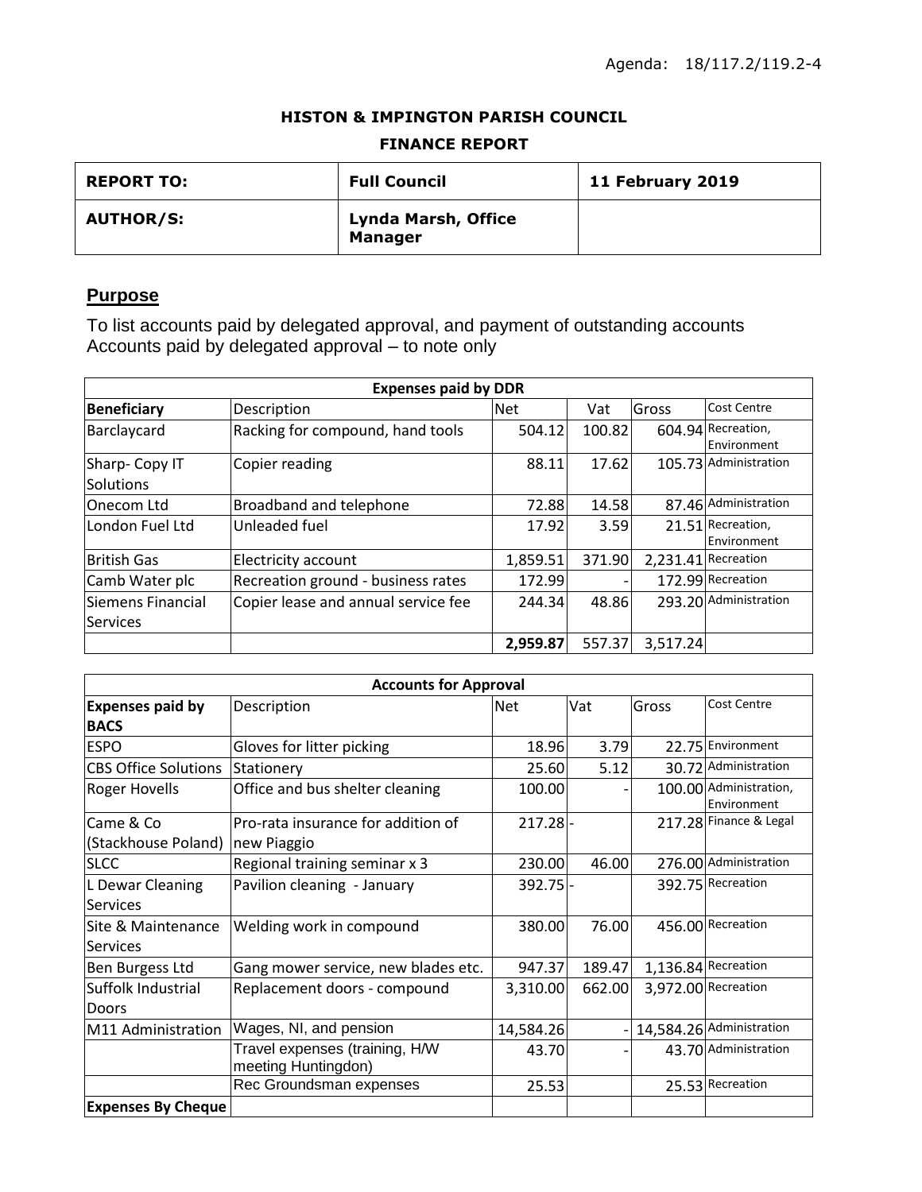Agenda: 18/117.2/119.2-4

**HISTON & IMPINGTON PARISH COUNCIL**

**FINANCE REPORT**

| **REPORT TO:** | **Full Council** | **11 February 2019** |
|---|---|---|
| **AUTHOR/S:** | **Lynda Marsh, Office Manager** | |

## Purpose

To list accounts paid by delegated approval, and payment of outstanding accounts
Accounts paid by delegated approval – to note only

| **Expenses paid by DDR** | | | | | |
|---|---|---|---|---|---|
| **Beneficiary** | Description | Net | Vat | Gross | Cost Centre |
| Barclaycard | Racking for compound, hand tools | 504.12 | 100.82 | 604.94 | Recreation, Environment |
| Sharp- Copy IT Solutions | Copier reading | 88.11 | 17.62 | 105.73 | Administration |
| Onecom Ltd | Broadband and telephone | 72.88 | 14.58 | 87.46 | Administration |
| London Fuel Ltd | Unleaded fuel | 17.92 | 3.59 | 21.51 | Recreation, Environment |
| British Gas | Electricity account | 1,859.51 | 371.90 | 2,231.41 | Recreation |
| Camb Water plc | Recreation ground - business rates | 172.99 | - | 172.99 | Recreation |
| Siemens Financial Services | Copier lease and annual service fee | 244.34 | 48.86 | 293.20 | Administration |
| | | **2,959.87** | 557.37 | 3,517.24 | |

| **Accounts for Approval** | | | | | |
|---|---|---|---|---|---|
| **Expenses paid by BACS** | Description | Net | Vat | Gross | Cost Centre |
| ESPO | Gloves for litter picking | 18.96 | 3.79 | 22.75 | Environment |
| CBS Office Solutions | Stationery | 25.60 | 5.12 | 30.72 | Administration |
| Roger Hovells | Office and bus shelter cleaning | 100.00 | - | 100.00 | Administration, Environment |
| Came & Co (Stackhouse Poland) | Pro-rata insurance for addition of new Piaggio | 217.28 | - | 217.28 | Finance & Legal |
| SLCC | Regional training seminar x 3 | 230.00 | 46.00 | 276.00 | Administration |
| L Dewar Cleaning Services | Pavilion cleaning - January | 392.75 | - | 392.75 | Recreation |
| Site & Maintenance Services | Welding work in compound | 380.00 | 76.00 | 456.00 | Recreation |
| Ben Burgess Ltd | Gang mower service, new blades etc. | 947.37 | 189.47 | 1,136.84 | Recreation |
| Suffolk Industrial Doors | Replacement doors - compound | 3,310.00 | 662.00 | 3,972.00 | Recreation |
| M11 Administration | Wages, NI, and pension | 14,584.26 | - | 14,584.26 | Administration |
| | Travel expenses (training, H/W meeting Huntingdon) | 43.70 | - | 43.70 | Administration |
| | Rec Groundsman expenses | 25.53 | | 25.53 | Recreation |
| **Expenses By Cheque** | | | | | |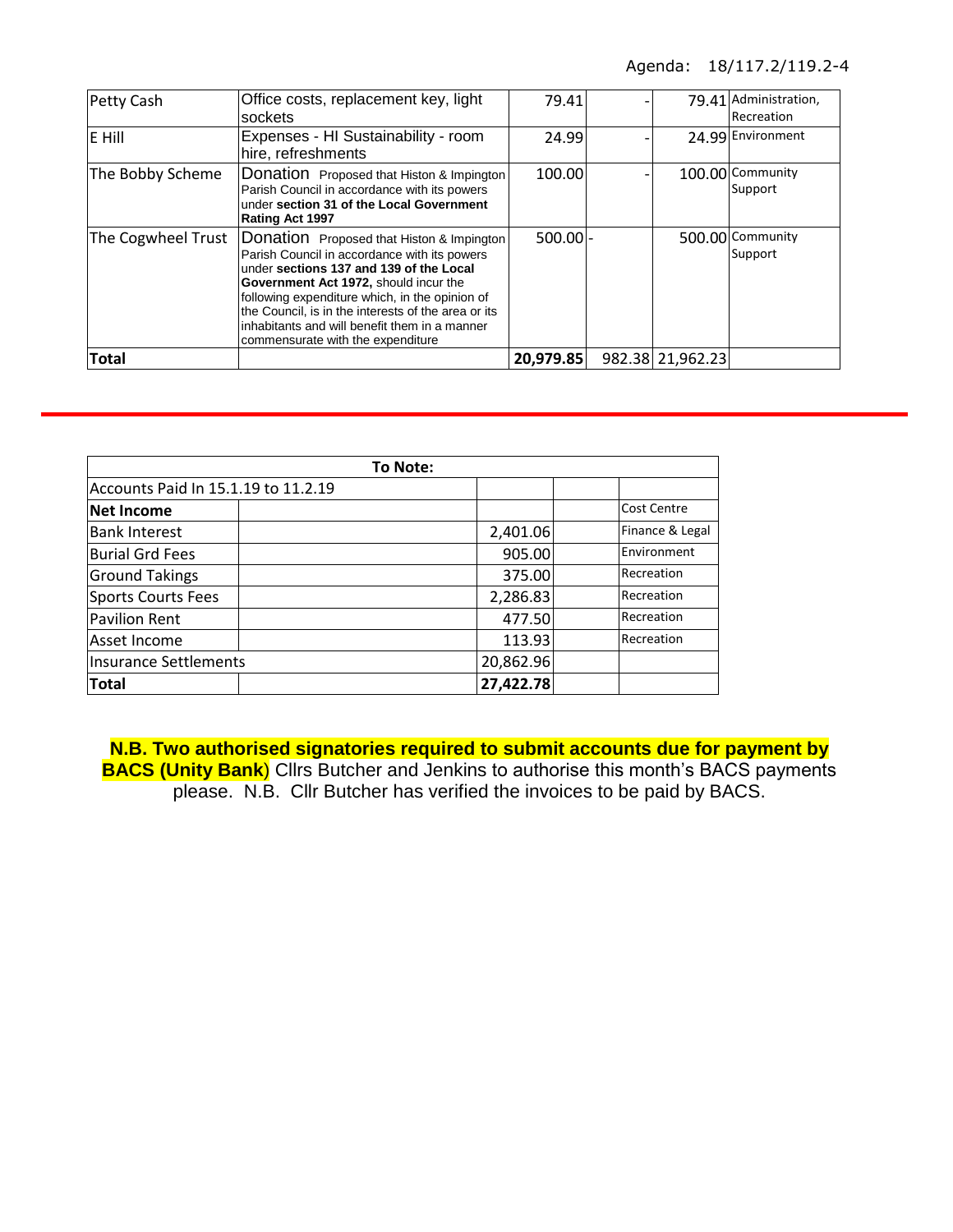Agenda: 18/117.2/119.2-4

| | | | | | |
|---|---|---|---|---|---|
| Petty Cash | Office costs, replacement key, light sockets | 79.41 | - | 79.41 | Administration, Recreation |
| E Hill | Expenses - HI Sustainability - room hire, refreshments | 24.99 | - | 24.99 | Environment |
| The Bobby Scheme | Donation Proposed that Histon & Impington Parish Council in accordance with its powers under **section 31 of the Local Government Rating Act 1997** | 100.00 | - | 100.00 | Community Support |
| The Cogwheel Trust | Donation Proposed that Histon & Impington Parish Council in accordance with its powers under **sections 137 and 139 of the Local Government Act 1972,** should incur the following expenditure which, in the opinion of the Council, is in the interests of the area or its inhabitants and will benefit them in a manner commensurate with the expenditure | 500.00 | - | 500.00 | Community Support |
| **Total** | | **20,979.85** | 982.38 | 21,962.23 | |

| **To Note:** | | | | |
|---|---|---|---|---|
| Accounts Paid In 15.1.19 to 11.2.19 | | | | |
| **Net Income** | | | | Cost Centre |
| Bank Interest | | 2,401.06 | | Finance & Legal |
| Burial Grd Fees | | 905.00 | | Environment |
| Ground Takings | | 375.00 | | Recreation |
| Sports Courts Fees | | 2,286.83 | | Recreation |
| Pavilion Rent | | 477.50 | | Recreation |
| Asset Income | | 113.93 | | Recreation |
| Insurance Settlements | | 20,862.96 | | |
| **Total** | | **27,422.78** | | |

**N.B. Two authorised signatories required to submit accounts due for payment by BACS (Unity Bank**) Cllrs Butcher and Jenkins to authorise this month's BACS payments please. N.B. Cllr Butcher has verified the invoices to be paid by BACS.